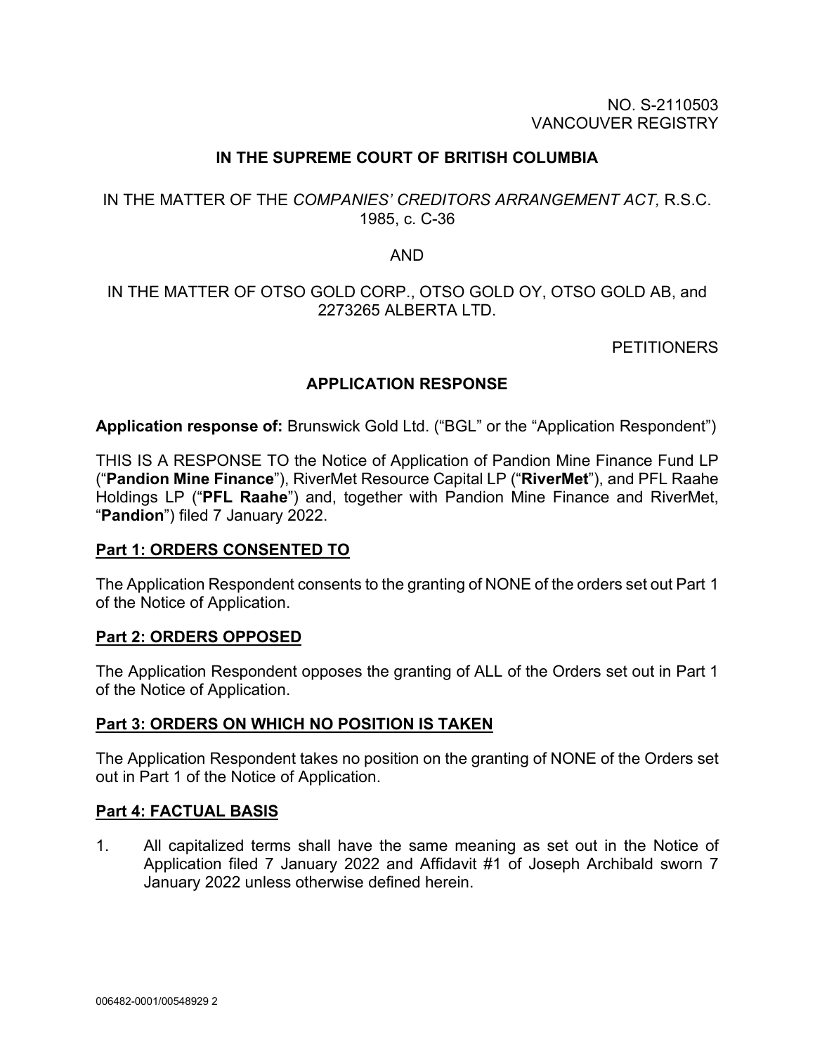NO. S-2110503
VANCOUVER REGISTRY

**IN THE SUPREME COURT OF BRITISH COLUMBIA**

IN THE MATTER OF THE *COMPANIES' CREDITORS ARRANGEMENT ACT,* R.S.C. 1985, c. C-36

AND

IN THE MATTER OF OTSO GOLD CORP., OTSO GOLD OY, OTSO GOLD AB, and 2273265 ALBERTA LTD.

PETITIONERS

**APPLICATION RESPONSE**

**Application response of:** Brunswick Gold Ltd. ("BGL" or the "Application Respondent")

THIS IS A RESPONSE TO the Notice of Application of Pandion Mine Finance Fund LP ("**Pandion Mine Finance**"), RiverMet Resource Capital LP ("**RiverMet**"), and PFL Raahe Holdings LP ("**PFL Raahe**") and, together with Pandion Mine Finance and RiverMet, "**Pandion**") filed 7 January 2022.

## Part 1: ORDERS CONSENTED TO

The Application Respondent consents to the granting of NONE of the orders set out Part 1 of the Notice of Application.

## Part 2: ORDERS OPPOSED

The Application Respondent opposes the granting of ALL of the Orders set out in Part 1 of the Notice of Application.

## Part 3: ORDERS ON WHICH NO POSITION IS TAKEN

The Application Respondent takes no position on the granting of NONE of the Orders set out in Part 1 of the Notice of Application.

## Part 4: FACTUAL BASIS

1. All capitalized terms shall have the same meaning as set out in the Notice of Application filed 7 January 2022 and Affidavit #1 of Joseph Archibald sworn 7 January 2022 unless otherwise defined herein.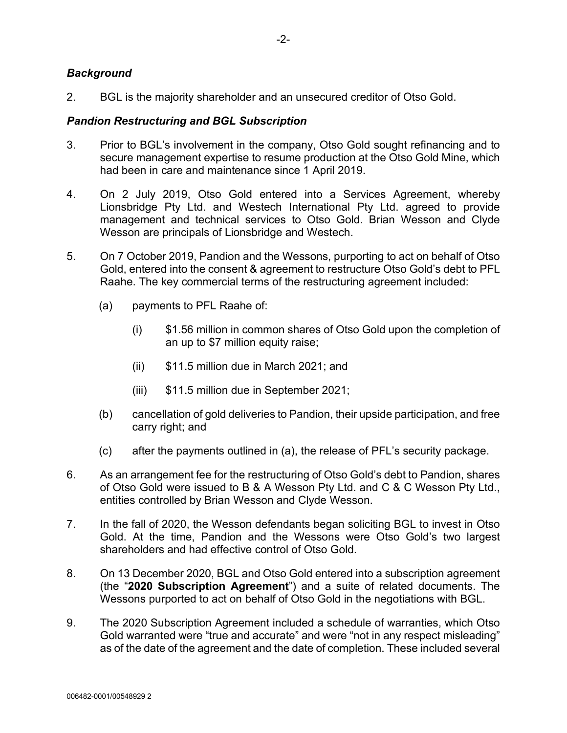### *Background*

2. BGL is the majority shareholder and an unsecured creditor of Otso Gold.

### *Pandion Restructuring and BGL Subscription*

3. Prior to BGL's involvement in the company, Otso Gold sought refinancing and to secure management expertise to resume production at the Otso Gold Mine, which had been in care and maintenance since 1 April 2019.

4. On 2 July 2019, Otso Gold entered into a Services Agreement, whereby Lionsbridge Pty Ltd. and Westech International Pty Ltd. agreed to provide management and technical services to Otso Gold. Brian Wesson and Clyde Wesson are principals of Lionsbridge and Westech.

5. On 7 October 2019, Pandion and the Wessons, purporting to act on behalf of Otso Gold, entered into the consent & agreement to restructure Otso Gold's debt to PFL Raahe. The key commercial terms of the restructuring agreement included:

   (a) payments to PFL Raahe of:

      (i) \$1.56 million in common shares of Otso Gold upon the completion of an up to \$7 million equity raise;

      (ii) \$11.5 million due in March 2021; and

      (iii) \$11.5 million due in September 2021;

   (b) cancellation of gold deliveries to Pandion, their upside participation, and free carry right; and

   (c) after the payments outlined in (a), the release of PFL's security package.

6. As an arrangement fee for the restructuring of Otso Gold's debt to Pandion, shares of Otso Gold were issued to B & A Wesson Pty Ltd. and C & C Wesson Pty Ltd., entities controlled by Brian Wesson and Clyde Wesson.

7. In the fall of 2020, the Wesson defendants began soliciting BGL to invest in Otso Gold. At the time, Pandion and the Wessons were Otso Gold's two largest shareholders and had effective control of Otso Gold.

8. On 13 December 2020, BGL and Otso Gold entered into a subscription agreement (the "**2020 Subscription Agreement**") and a suite of related documents. The Wessons purported to act on behalf of Otso Gold in the negotiations with BGL.

9. The 2020 Subscription Agreement included a schedule of warranties, which Otso Gold warranted were "true and accurate" and were "not in any respect misleading" as of the date of the agreement and the date of completion. These included several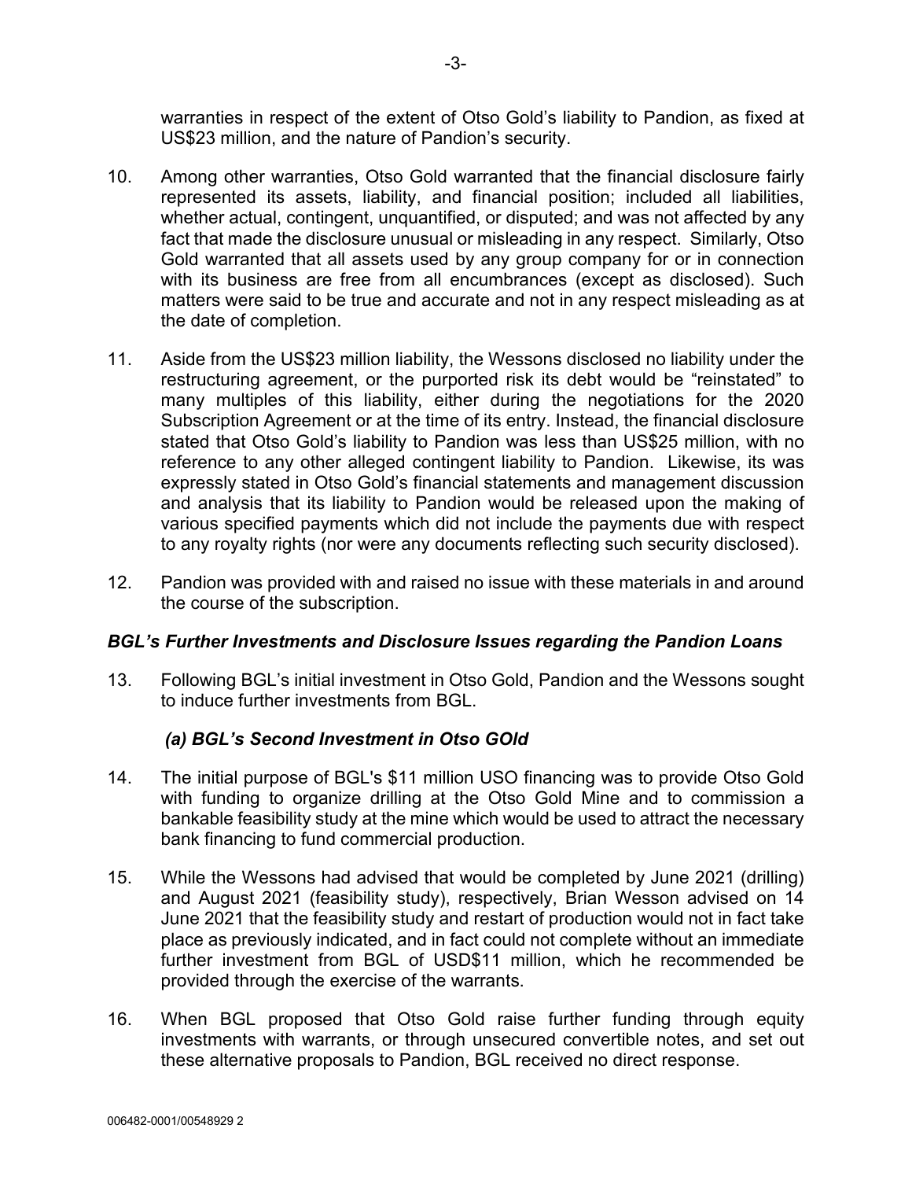warranties in respect of the extent of Otso Gold's liability to Pandion, as fixed at US$23 million, and the nature of Pandion's security.

10. Among other warranties, Otso Gold warranted that the financial disclosure fairly represented its assets, liability, and financial position; included all liabilities, whether actual, contingent, unquantified, or disputed; and was not affected by any fact that made the disclosure unusual or misleading in any respect. Similarly, Otso Gold warranted that all assets used by any group company for or in connection with its business are free from all encumbrances (except as disclosed). Such matters were said to be true and accurate and not in any respect misleading as at the date of completion.

11. Aside from the US$23 million liability, the Wessons disclosed no liability under the restructuring agreement, or the purported risk its debt would be "reinstated" to many multiples of this liability, either during the negotiations for the 2020 Subscription Agreement or at the time of its entry. Instead, the financial disclosure stated that Otso Gold's liability to Pandion was less than US$25 million, with no reference to any other alleged contingent liability to Pandion. Likewise, its was expressly stated in Otso Gold's financial statements and management discussion and analysis that its liability to Pandion would be released upon the making of various specified payments which did not include the payments due with respect to any royalty rights (nor were any documents reflecting such security disclosed).

12. Pandion was provided with and raised no issue with these materials in and around the course of the subscription.

### *BGL's Further Investments and Disclosure Issues regarding the Pandion Loans*

13. Following BGL's initial investment in Otso Gold, Pandion and the Wessons sought to induce further investments from BGL.

#### *(a) BGL's Second Investment in Otso GOld*

14. The initial purpose of BGL's $11 million USO financing was to provide Otso Gold with funding to organize drilling at the Otso Gold Mine and to commission a bankable feasibility study at the mine which would be used to attract the necessary bank financing to fund commercial production.

15. While the Wessons had advised that would be completed by June 2021 (drilling) and August 2021 (feasibility study), respectively, Brian Wesson advised on 14 June 2021 that the feasibility study and restart of production would not in fact take place as previously indicated, and in fact could not complete without an immediate further investment from BGL of USD$11 million, which he recommended be provided through the exercise of the warrants.

16. When BGL proposed that Otso Gold raise further funding through equity investments with warrants, or through unsecured convertible notes, and set out these alternative proposals to Pandion, BGL received no direct response.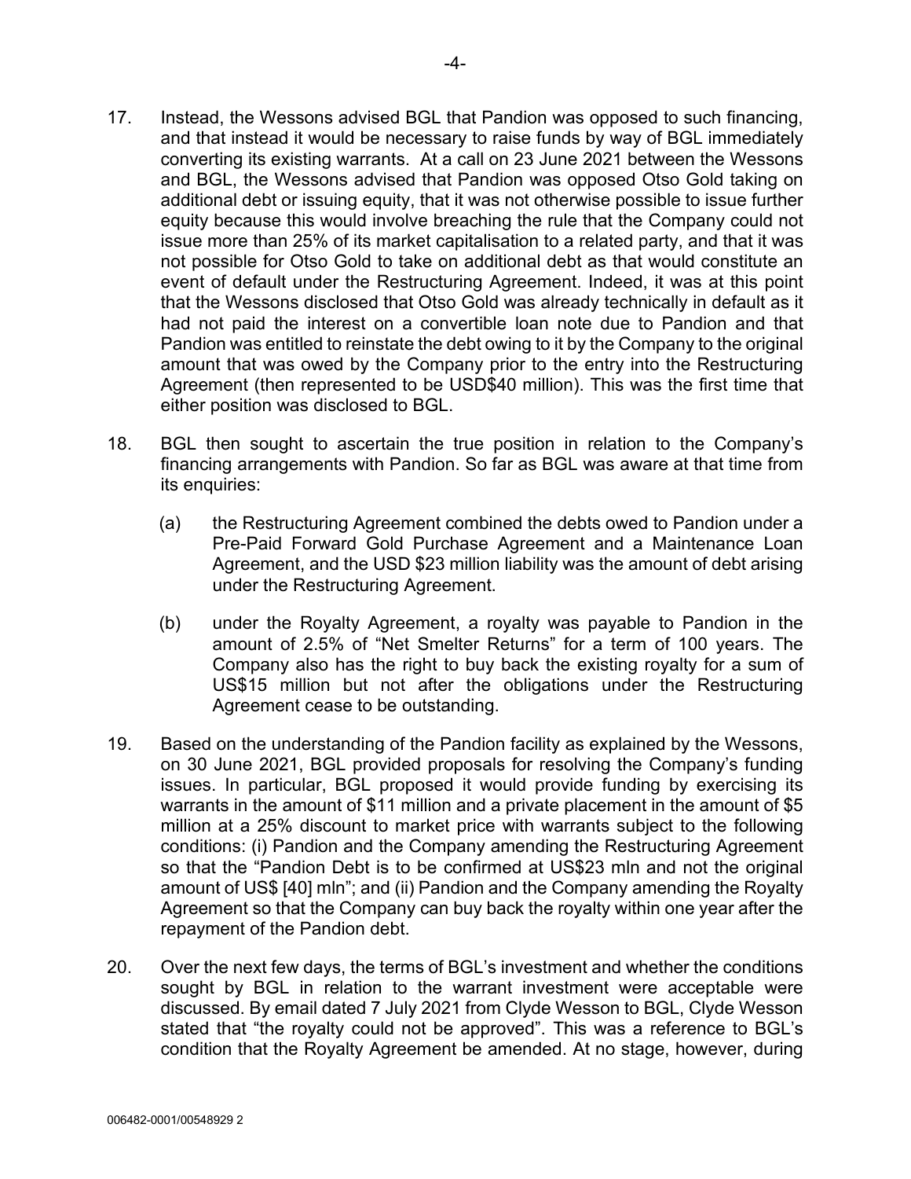17. Instead, the Wessons advised BGL that Pandion was opposed to such financing, and that instead it would be necessary to raise funds by way of BGL immediately converting its existing warrants. At a call on 23 June 2021 between the Wessons and BGL, the Wessons advised that Pandion was opposed Otso Gold taking on additional debt or issuing equity, that it was not otherwise possible to issue further equity because this would involve breaching the rule that the Company could not issue more than 25% of its market capitalisation to a related party, and that it was not possible for Otso Gold to take on additional debt as that would constitute an event of default under the Restructuring Agreement. Indeed, it was at this point that the Wessons disclosed that Otso Gold was already technically in default as it had not paid the interest on a convertible loan note due to Pandion and that Pandion was entitled to reinstate the debt owing to it by the Company to the original amount that was owed by the Company prior to the entry into the Restructuring Agreement (then represented to be USD$40 million). This was the first time that either position was disclosed to BGL.

18. BGL then sought to ascertain the true position in relation to the Company's financing arrangements with Pandion. So far as BGL was aware at that time from its enquiries:

    (a) the Restructuring Agreement combined the debts owed to Pandion under a Pre-Paid Forward Gold Purchase Agreement and a Maintenance Loan Agreement, and the USD $23 million liability was the amount of debt arising under the Restructuring Agreement.

    (b) under the Royalty Agreement, a royalty was payable to Pandion in the amount of 2.5% of "Net Smelter Returns" for a term of 100 years. The Company also has the right to buy back the existing royalty for a sum of US$15 million but not after the obligations under the Restructuring Agreement cease to be outstanding.

19. Based on the understanding of the Pandion facility as explained by the Wessons, on 30 June 2021, BGL provided proposals for resolving the Company's funding issues. In particular, BGL proposed it would provide funding by exercising its warrants in the amount of $11 million and a private placement in the amount of $5 million at a 25% discount to market price with warrants subject to the following conditions: (i) Pandion and the Company amending the Restructuring Agreement so that the "Pandion Debt is to be confirmed at US$23 mln and not the original amount of US$ [40] mln"; and (ii) Pandion and the Company amending the Royalty Agreement so that the Company can buy back the royalty within one year after the repayment of the Pandion debt.

20. Over the next few days, the terms of BGL's investment and whether the conditions sought by BGL in relation to the warrant investment were acceptable were discussed. By email dated 7 July 2021 from Clyde Wesson to BGL, Clyde Wesson stated that "the royalty could not be approved". This was a reference to BGL's condition that the Royalty Agreement be amended. At no stage, however, during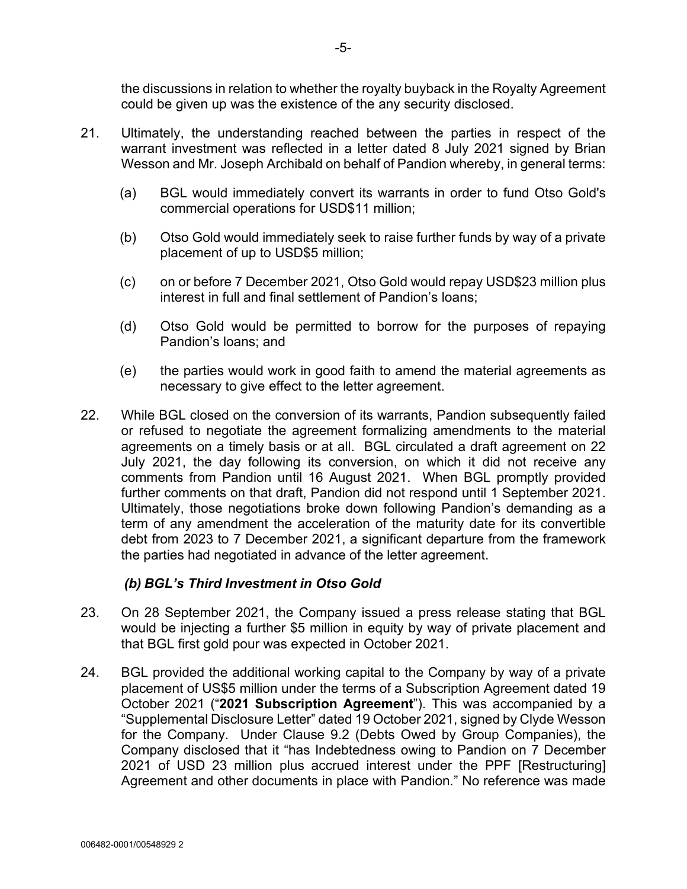the discussions in relation to whether the royalty buyback in the Royalty Agreement could be given up was the existence of the any security disclosed.

21. Ultimately, the understanding reached between the parties in respect of the warrant investment was reflected in a letter dated 8 July 2021 signed by Brian Wesson and Mr. Joseph Archibald on behalf of Pandion whereby, in general terms:

    (a) BGL would immediately convert its warrants in order to fund Otso Gold's commercial operations for USD$11 million;

    (b) Otso Gold would immediately seek to raise further funds by way of a private placement of up to USD$5 million;

    (c) on or before 7 December 2021, Otso Gold would repay USD$23 million plus interest in full and final settlement of Pandion's loans;

    (d) Otso Gold would be permitted to borrow for the purposes of repaying Pandion's loans; and

    (e) the parties would work in good faith to amend the material agreements as necessary to give effect to the letter agreement.

22. While BGL closed on the conversion of its warrants, Pandion subsequently failed or refused to negotiate the agreement formalizing amendments to the material agreements on a timely basis or at all. BGL circulated a draft agreement on 22 July 2021, the day following its conversion, on which it did not receive any comments from Pandion until 16 August 2021. When BGL promptly provided further comments on that draft, Pandion did not respond until 1 September 2021. Ultimately, those negotiations broke down following Pandion's demanding as a term of any amendment the acceleration of the maturity date for its convertible debt from 2023 to 7 December 2021, a significant departure from the framework the parties had negotiated in advance of the letter agreement.

### *(b) BGL's Third Investment in Otso Gold*

23. On 28 September 2021, the Company issued a press release stating that BGL would be injecting a further $5 million in equity by way of private placement and that BGL first gold pour was expected in October 2021.

24. BGL provided the additional working capital to the Company by way of a private placement of US$5 million under the terms of a Subscription Agreement dated 19 October 2021 ("**2021 Subscription Agreement**"). This was accompanied by a "Supplemental Disclosure Letter" dated 19 October 2021, signed by Clyde Wesson for the Company. Under Clause 9.2 (Debts Owed by Group Companies), the Company disclosed that it "has Indebtedness owing to Pandion on 7 December 2021 of USD 23 million plus accrued interest under the PPF [Restructuring] Agreement and other documents in place with Pandion." No reference was made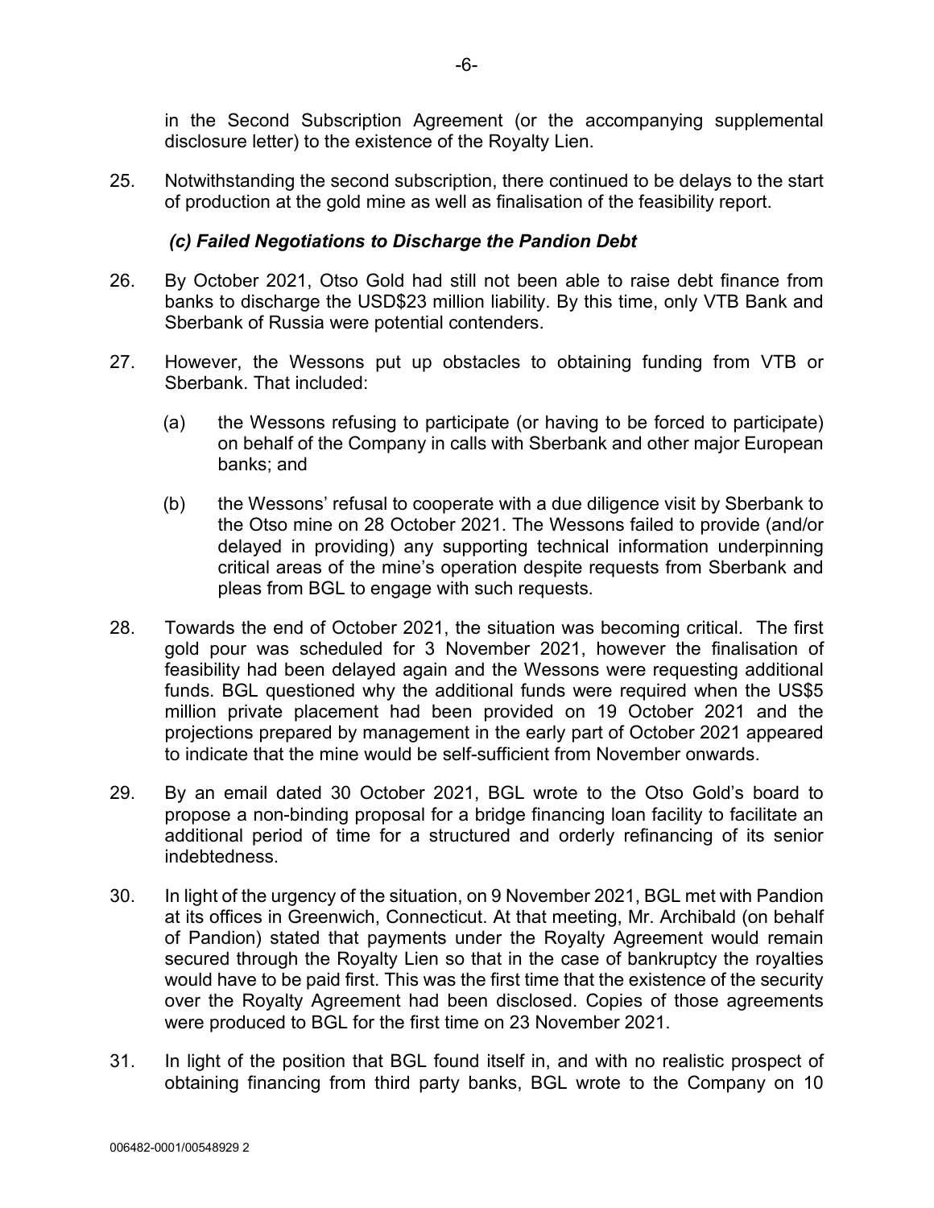in the Second Subscription Agreement (or the accompanying supplemental disclosure letter) to the existence of the Royalty Lien.

25. Notwithstanding the second subscription, there continued to be delays to the start of production at the gold mine as well as finalisation of the feasibility report.

### *(c) Failed Negotiations to Discharge the Pandion Debt*

26. By October 2021, Otso Gold had still not been able to raise debt finance from banks to discharge the USD$23 million liability. By this time, only VTB Bank and Sberbank of Russia were potential contenders.

27. However, the Wessons put up obstacles to obtaining funding from VTB or Sberbank. That included:

    (a) the Wessons refusing to participate (or having to be forced to participate) on behalf of the Company in calls with Sberbank and other major European banks; and

    (b) the Wessons' refusal to cooperate with a due diligence visit by Sberbank to the Otso mine on 28 October 2021. The Wessons failed to provide (and/or delayed in providing) any supporting technical information underpinning critical areas of the mine's operation despite requests from Sberbank and pleas from BGL to engage with such requests.

28. Towards the end of October 2021, the situation was becoming critical. The first gold pour was scheduled for 3 November 2021, however the finalisation of feasibility had been delayed again and the Wessons were requesting additional funds. BGL questioned why the additional funds were required when the US$5 million private placement had been provided on 19 October 2021 and the projections prepared by management in the early part of October 2021 appeared to indicate that the mine would be self-sufficient from November onwards.

29. By an email dated 30 October 2021, BGL wrote to the Otso Gold's board to propose a non-binding proposal for a bridge financing loan facility to facilitate an additional period of time for a structured and orderly refinancing of its senior indebtedness.

30. In light of the urgency of the situation, on 9 November 2021, BGL met with Pandion at its offices in Greenwich, Connecticut. At that meeting, Mr. Archibald (on behalf of Pandion) stated that payments under the Royalty Agreement would remain secured through the Royalty Lien so that in the case of bankruptcy the royalties would have to be paid first. This was the first time that the existence of the security over the Royalty Agreement had been disclosed. Copies of those agreements were produced to BGL for the first time on 23 November 2021.

31. In light of the position that BGL found itself in, and with no realistic prospect of obtaining financing from third party banks, BGL wrote to the Company on 10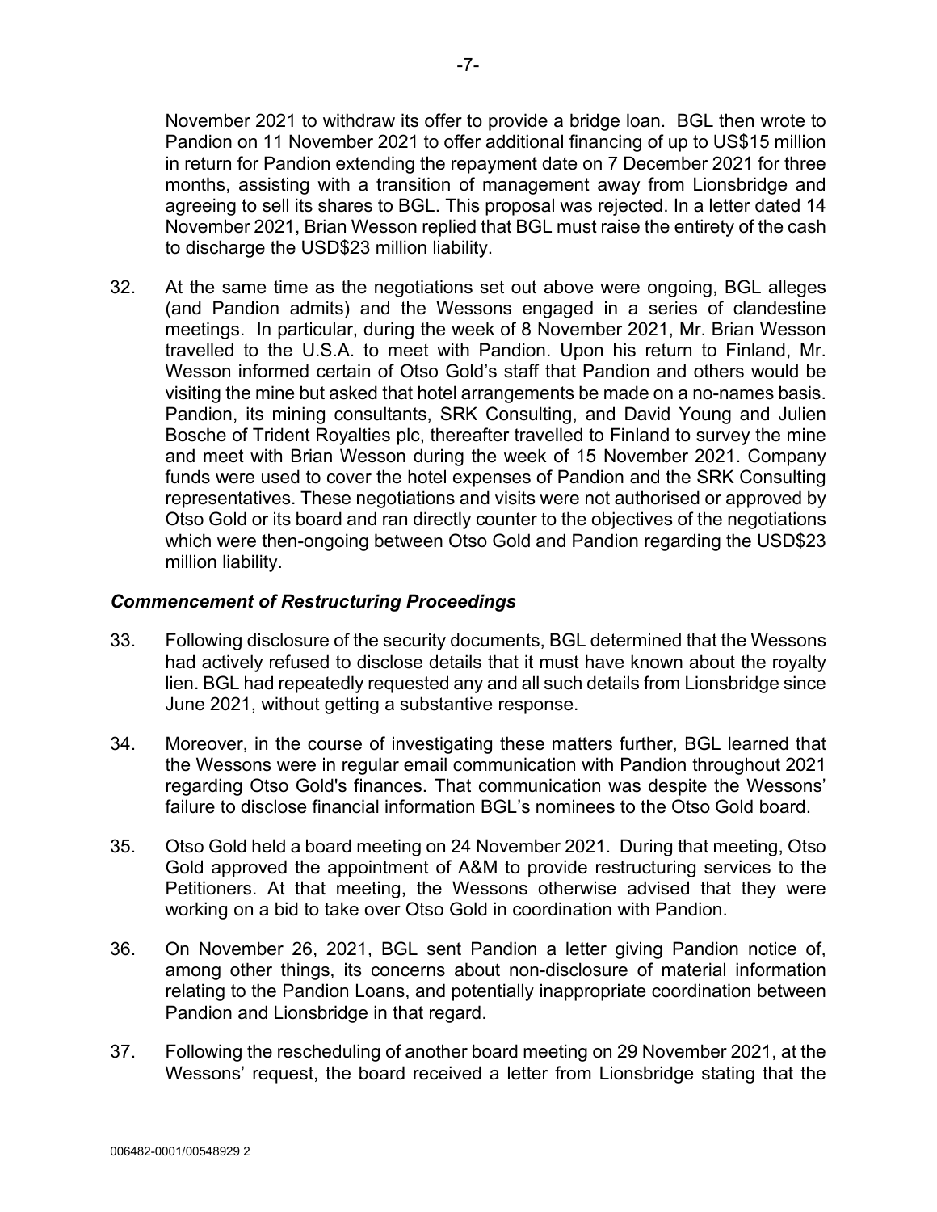November 2021 to withdraw its offer to provide a bridge loan. BGL then wrote to Pandion on 11 November 2021 to offer additional financing of up to US$15 million in return for Pandion extending the repayment date on 7 December 2021 for three months, assisting with a transition of management away from Lionsbridge and agreeing to sell its shares to BGL. This proposal was rejected. In a letter dated 14 November 2021, Brian Wesson replied that BGL must raise the entirety of the cash to discharge the USD$23 million liability.

32. At the same time as the negotiations set out above were ongoing, BGL alleges (and Pandion admits) and the Wessons engaged in a series of clandestine meetings. In particular, during the week of 8 November 2021, Mr. Brian Wesson travelled to the U.S.A. to meet with Pandion. Upon his return to Finland, Mr. Wesson informed certain of Otso Gold's staff that Pandion and others would be visiting the mine but asked that hotel arrangements be made on a no-names basis. Pandion, its mining consultants, SRK Consulting, and David Young and Julien Bosche of Trident Royalties plc, thereafter travelled to Finland to survey the mine and meet with Brian Wesson during the week of 15 November 2021. Company funds were used to cover the hotel expenses of Pandion and the SRK Consulting representatives. These negotiations and visits were not authorised or approved by Otso Gold or its board and ran directly counter to the objectives of the negotiations which were then-ongoing between Otso Gold and Pandion regarding the USD$23 million liability.

### *Commencement of Restructuring Proceedings*

33. Following disclosure of the security documents, BGL determined that the Wessons had actively refused to disclose details that it must have known about the royalty lien. BGL had repeatedly requested any and all such details from Lionsbridge since June 2021, without getting a substantive response.

34. Moreover, in the course of investigating these matters further, BGL learned that the Wessons were in regular email communication with Pandion throughout 2021 regarding Otso Gold's finances. That communication was despite the Wessons' failure to disclose financial information BGL's nominees to the Otso Gold board.

35. Otso Gold held a board meeting on 24 November 2021. During that meeting, Otso Gold approved the appointment of A&M to provide restructuring services to the Petitioners. At that meeting, the Wessons otherwise advised that they were working on a bid to take over Otso Gold in coordination with Pandion.

36. On November 26, 2021, BGL sent Pandion a letter giving Pandion notice of, among other things, its concerns about non-disclosure of material information relating to the Pandion Loans, and potentially inappropriate coordination between Pandion and Lionsbridge in that regard.

37. Following the rescheduling of another board meeting on 29 November 2021, at the Wessons' request, the board received a letter from Lionsbridge stating that the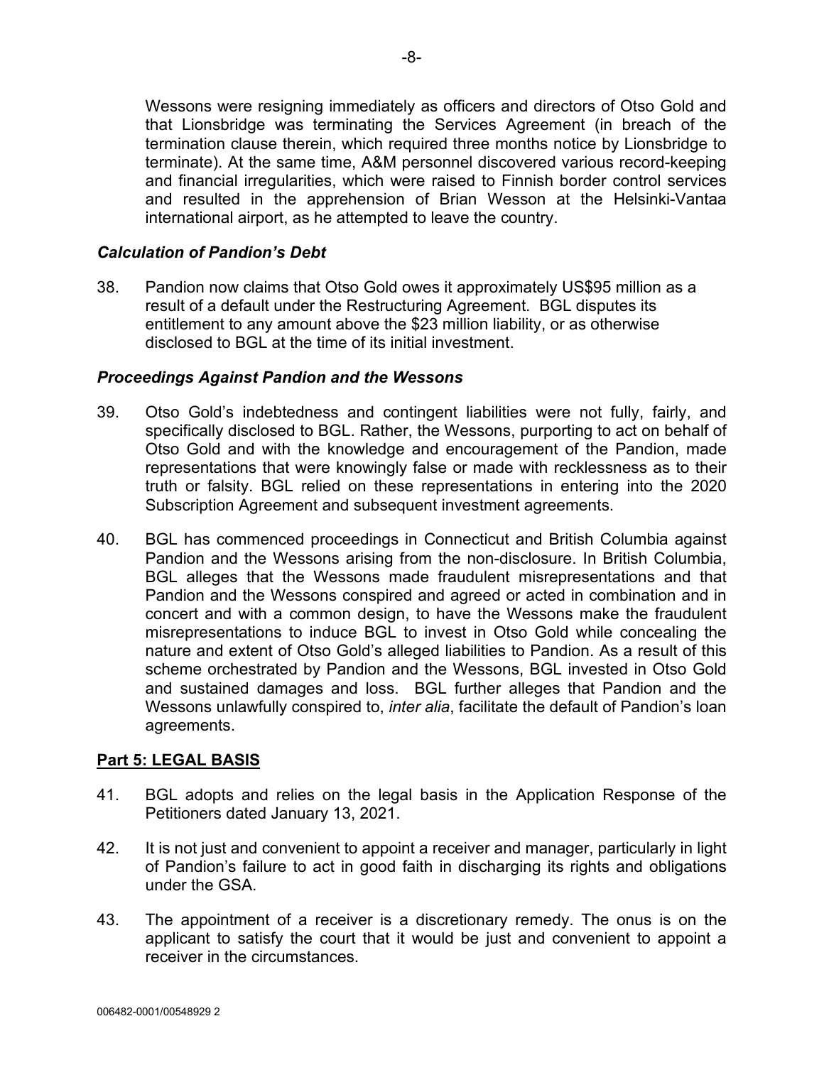Wessons were resigning immediately as officers and directors of Otso Gold and that Lionsbridge was terminating the Services Agreement (in breach of the termination clause therein, which required three months notice by Lionsbridge to terminate). At the same time, A&M personnel discovered various record-keeping and financial irregularities, which were raised to Finnish border control services and resulted in the apprehension of Brian Wesson at the Helsinki-Vantaa international airport, as he attempted to leave the country.

### *Calculation of Pandion's Debt*

38. Pandion now claims that Otso Gold owes it approximately US$95 million as a result of a default under the Restructuring Agreement. BGL disputes its entitlement to any amount above the $23 million liability, or as otherwise disclosed to BGL at the time of its initial investment.

### *Proceedings Against Pandion and the Wessons*

39. Otso Gold's indebtedness and contingent liabilities were not fully, fairly, and specifically disclosed to BGL. Rather, the Wessons, purporting to act on behalf of Otso Gold and with the knowledge and encouragement of the Pandion, made representations that were knowingly false or made with recklessness as to their truth or falsity. BGL relied on these representations in entering into the 2020 Subscription Agreement and subsequent investment agreements.

40. BGL has commenced proceedings in Connecticut and British Columbia against Pandion and the Wessons arising from the non-disclosure. In British Columbia, BGL alleges that the Wessons made fraudulent misrepresentations and that Pandion and the Wessons conspired and agreed or acted in combination and in concert and with a common design, to have the Wessons make the fraudulent misrepresentations to induce BGL to invest in Otso Gold while concealing the nature and extent of Otso Gold's alleged liabilities to Pandion. As a result of this scheme orchestrated by Pandion and the Wessons, BGL invested in Otso Gold and sustained damages and loss. BGL further alleges that Pandion and the Wessons unlawfully conspired to, *inter alia*, facilitate the default of Pandion's loan agreements.

## **Part 5: LEGAL BASIS**

41. BGL adopts and relies on the legal basis in the Application Response of the Petitioners dated January 13, 2021.

42. It is not just and convenient to appoint a receiver and manager, particularly in light of Pandion's failure to act in good faith in discharging its rights and obligations under the GSA.

43. The appointment of a receiver is a discretionary remedy. The onus is on the applicant to satisfy the court that it would be just and convenient to appoint a receiver in the circumstances.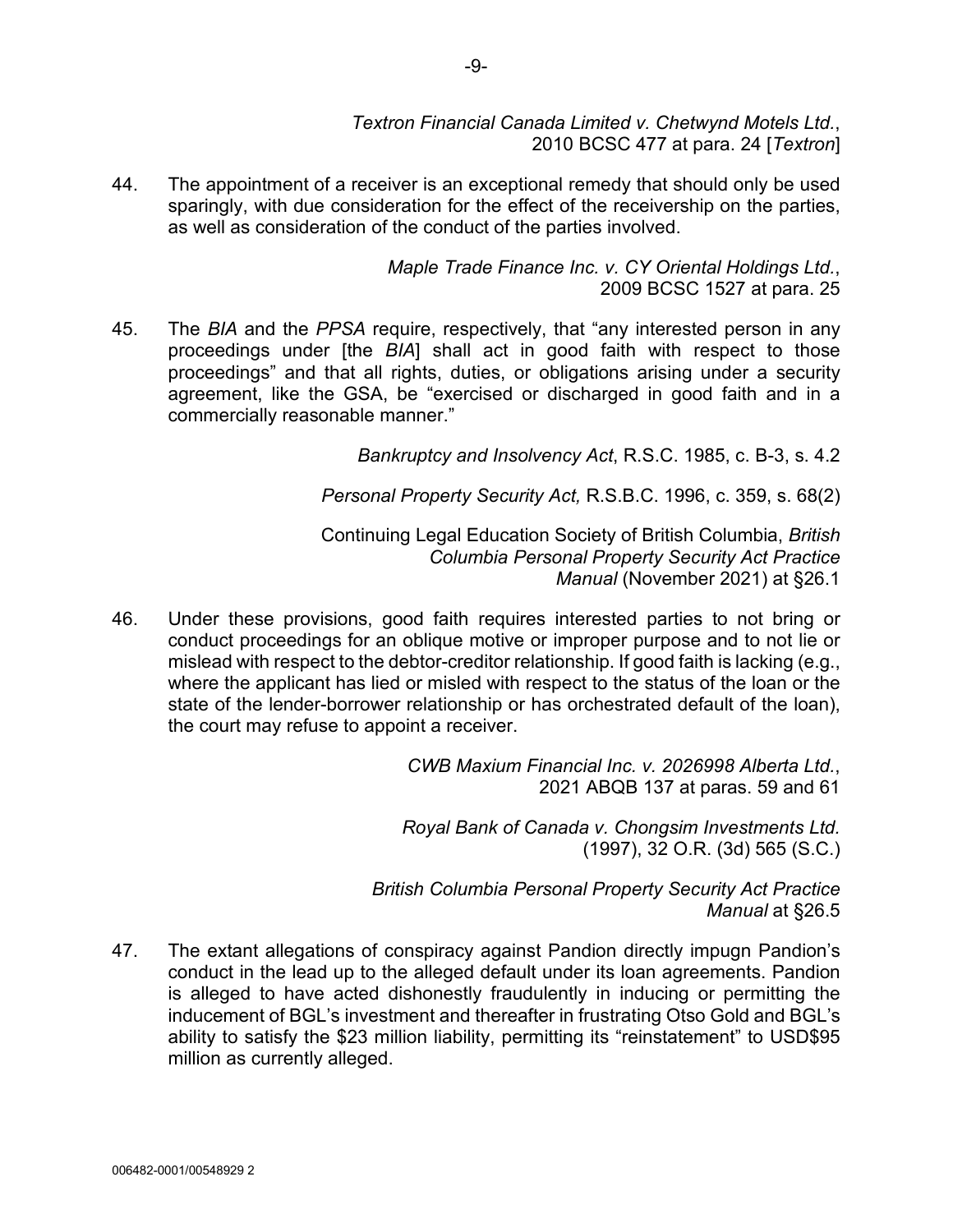*Textron Financial Canada Limited v. Chetwynd Motels Ltd.*, 2010 BCSC 477 at para. 24 [*Textron*]

44. The appointment of a receiver is an exceptional remedy that should only be used sparingly, with due consideration for the effect of the receivership on the parties, as well as consideration of the conduct of the parties involved.

*Maple Trade Finance Inc. v. CY Oriental Holdings Ltd.*, 2009 BCSC 1527 at para. 25

45. The *BIA* and the *PPSA* require, respectively, that "any interested person in any proceedings under [the *BIA*] shall act in good faith with respect to those proceedings" and that all rights, duties, or obligations arising under a security agreement, like the GSA, be "exercised or discharged in good faith and in a commercially reasonable manner."

*Bankruptcy and Insolvency Act*, R.S.C. 1985, c. B-3, s. 4.2

*Personal Property Security Act,* R.S.B.C. 1996, c. 359, s. 68(2)

Continuing Legal Education Society of British Columbia, *British Columbia Personal Property Security Act Practice Manual* (November 2021) at §26.1

46. Under these provisions, good faith requires interested parties to not bring or conduct proceedings for an oblique motive or improper purpose and to not lie or mislead with respect to the debtor-creditor relationship. If good faith is lacking (e.g., where the applicant has lied or misled with respect to the status of the loan or the state of the lender-borrower relationship or has orchestrated default of the loan), the court may refuse to appoint a receiver.

*CWB Maxium Financial Inc. v. 2026998 Alberta Ltd.*, 2021 ABQB 137 at paras. 59 and 61

*Royal Bank of Canada v. Chongsim Investments Ltd.* (1997), 32 O.R. (3d) 565 (S.C.)

*British Columbia Personal Property Security Act Practice Manual* at §26.5

47. The extant allegations of conspiracy against Pandion directly impugn Pandion's conduct in the lead up to the alleged default under its loan agreements. Pandion is alleged to have acted dishonestly fraudulently in inducing or permitting the inducement of BGL's investment and thereafter in frustrating Otso Gold and BGL's ability to satisfy the $23 million liability, permitting its "reinstatement" to USD$95 million as currently alleged.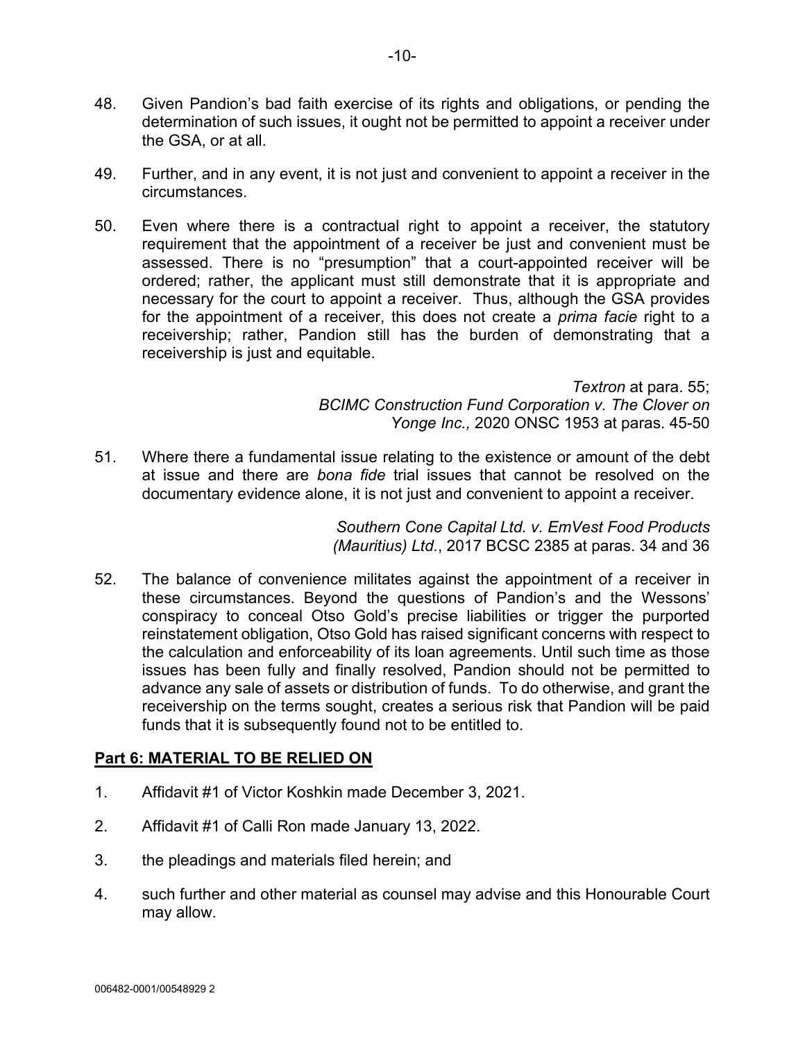48. Given Pandion's bad faith exercise of its rights and obligations, or pending the determination of such issues, it ought not be permitted to appoint a receiver under the GSA, or at all.

49. Further, and in any event, it is not just and convenient to appoint a receiver in the circumstances.

50. Even where there is a contractual right to appoint a receiver, the statutory requirement that the appointment of a receiver be just and convenient must be assessed. There is no "presumption" that a court-appointed receiver will be ordered; rather, the applicant must still demonstrate that it is appropriate and necessary for the court to appoint a receiver. Thus, although the GSA provides for the appointment of a receiver, this does not create a *prima facie* right to a receivership; rather, Pandion still has the burden of demonstrating that a receivership is just and equitable.

> *Textron* at para. 55;
> *BCIMC Construction Fund Corporation v. The Clover on Yonge Inc.,* 2020 ONSC 1953 at paras. 45-50

51. Where there a fundamental issue relating to the existence or amount of the debt at issue and there are *bona fide* trial issues that cannot be resolved on the documentary evidence alone, it is not just and convenient to appoint a receiver.

> *Southern Cone Capital Ltd. v. EmVest Food Products (Mauritius) Ltd.*, 2017 BCSC 2385 at paras. 34 and 36

52. The balance of convenience militates against the appointment of a receiver in these circumstances. Beyond the questions of Pandion's and the Wessons' conspiracy to conceal Otso Gold's precise liabilities or trigger the purported reinstatement obligation, Otso Gold has raised significant concerns with respect to the calculation and enforceability of its loan agreements. Until such time as those issues has been fully and finally resolved, Pandion should not be permitted to advance any sale of assets or distribution of funds. To do otherwise, and grant the receivership on the terms sought, creates a serious risk that Pandion will be paid funds that it is subsequently found not to be entitled to.

## Part 6: MATERIAL TO BE RELIED ON

1. Affidavit #1 of Victor Koshkin made December 3, 2021.
2. Affidavit #1 of Calli Ron made January 13, 2022.
3. the pleadings and materials filed herein; and
4. such further and other material as counsel may advise and this Honourable Court may allow.

006482-0001/00548929 2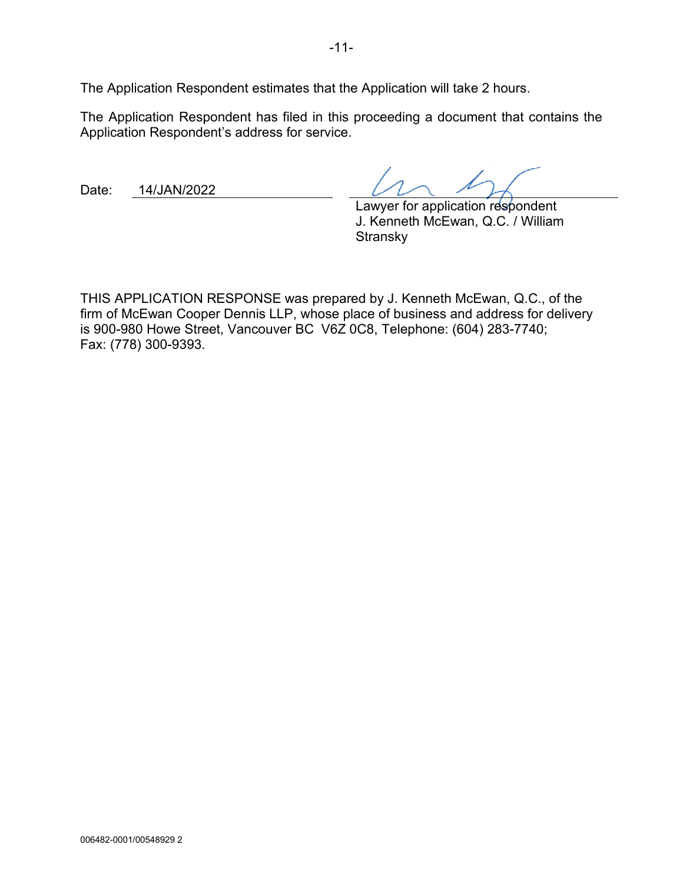The Application Respondent estimates that the Application will take 2 hours.

The Application Respondent has filed in this proceeding a document that contains the Application Respondent's address for service.

Date: 14/JAN/2022

Lawyer for application respondent
J. Kenneth McEwan, Q.C. / William Stransky

THIS APPLICATION RESPONSE was prepared by J. Kenneth McEwan, Q.C., of the firm of McEwan Cooper Dennis LLP, whose place of business and address for delivery is 900-980 Howe Street, Vancouver BC V6Z 0C8, Telephone: (604) 283-7740; Fax: (778) 300-9393.

006482-0001/00548929 2